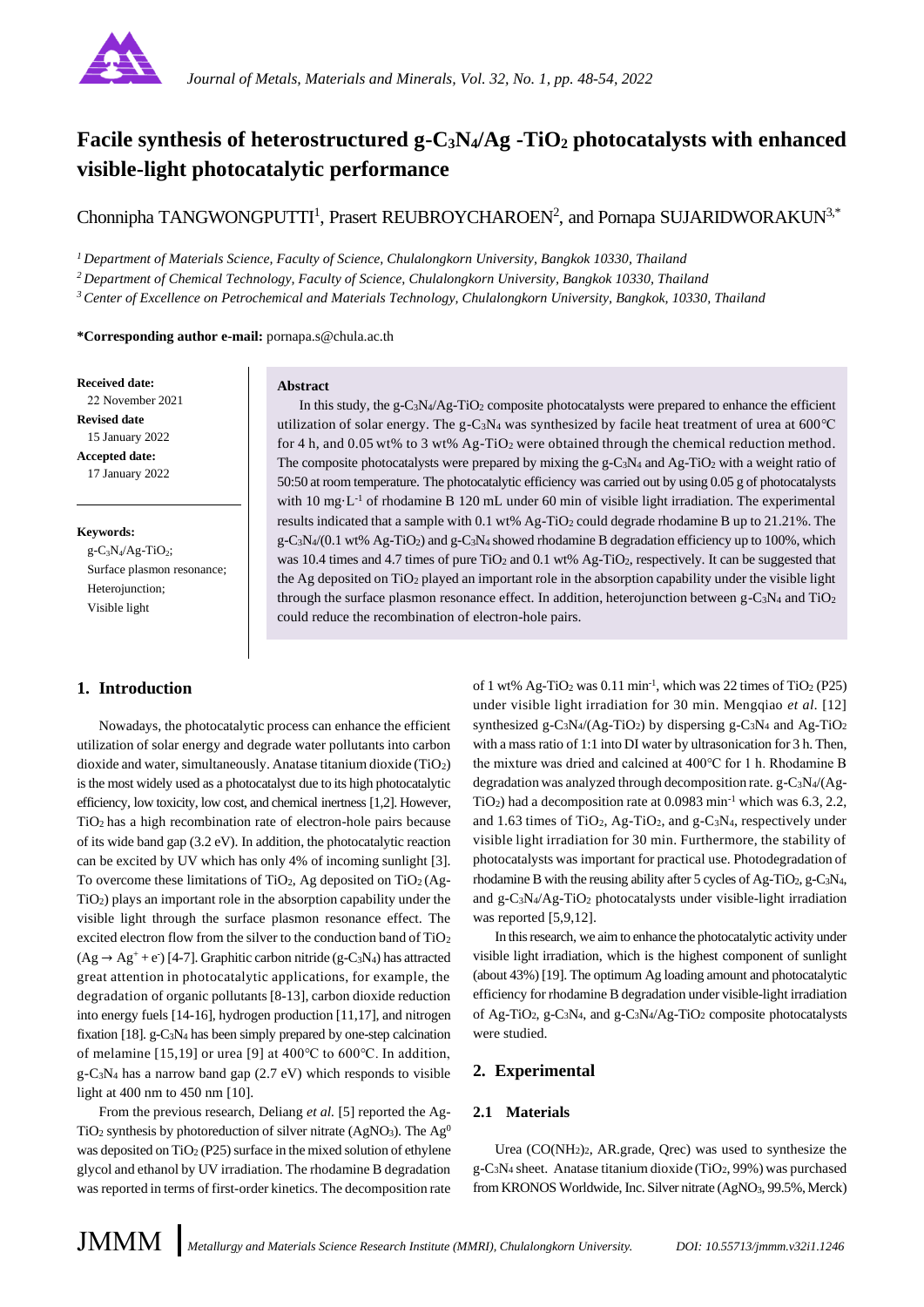# Facile synthesis of heterostructured $g\text{-}C_3N_4/Ag\text{-}TiO_2$ photocatalysts with enhanced visible-light photocatalytic performance

Chonnipha TANGWONGPUTTI[1], Prasert REUBROYCHAROEN[2], and Pornapa SUJARIDWORAKUN[3,*]

[1] *Department of Materials Science, Faculty of Science, Chulalongkorn University, Bangkok 10330, Thailand*

[2] *Department of Chemical Technology, Faculty of Science, Chulalongkorn University, Bangkok 10330, Thailand*

[3] *Center of Excellence on Petrochemical and Materials Technology, Chulalongkorn University, Bangkok, 10330, Thailand*

**\*Corresponding author e-mail:** pornapa.s@chula.ac.th

**Received date:** 22 November 2021

**Revised date:** 15 January 2022

**Accepted date:** 17 January 2022

**Keywords:**
$g\text{-}C_3N_4/Ag\text{-}TiO_2$;
Surface plasmon resonance;
Heterojunction;
Visible light

**Abstract**

In this study, the $g\text{-}C_3N_4/Ag\text{-}TiO_2$ composite photocatalysts were prepared to enhance the efficient utilization of solar energy. The $g\text{-}C_3N_4$ was synthesized by facile heat treatment of urea at 600°C for 4 h, and 0.05 wt% to 3 wt% $Ag\text{-}TiO_2$ were obtained through the chemical reduction method. The composite photocatalysts were prepared by mixing the $g\text{-}C_3N_4$ and $Ag\text{-}TiO_2$ with a weight ratio of 50:50 at room temperature. The photocatalytic efficiency was carried out by using 0.05 g of photocatalysts with 10 $mg\cdot L^{-1}$ of rhodamine B 120 mL under 60 min of visible light irradiation. The experimental results indicated that a sample with 0.1 wt% $Ag\text{-}TiO_2$ could degrade rhodamine B up to 21.21%. The $g\text{-}C_3N_4$/(0.1 wt% $Ag\text{-}TiO_2$) and $g\text{-}C_3N_4$ showed rhodamine B degradation efficiency up to 100%, which was 10.4 times and 4.7 times of pure $TiO_2$ and 0.1 wt% $Ag\text{-}TiO_2$, respectively. It can be suggested that the Ag deposited on $TiO_2$ played an important role in the absorption capability under the visible light through the surface plasmon resonance effect. In addition, heterojunction between $g\text{-}C_3N_4$ and $TiO_2$ could reduce the recombination of electron-hole pairs.

## 1. Introduction

Nowadays, the photocatalytic process can enhance the efficient utilization of solar energy and degrade water pollutants into carbon dioxide and water, simultaneously. Anatase titanium dioxide ($TiO_2$) is the most widely used as a photocatalyst due to its high photocatalytic efficiency, low toxicity, low cost, and chemical inertness [1,2]. However, $TiO_2$ has a high recombination rate of electron-hole pairs because of its wide band gap (3.2 eV). In addition, the photocatalytic reaction can be excited by UV which has only 4% of incoming sunlight [3]. To overcome these limitations of $TiO_2$, Ag deposited on $TiO_2$ ($Ag\text{-}TiO_2$) plays an important role in the absorption capability under the visible light through the surface plasmon resonance effect. The excited electron flow from the silver to the conduction band of $TiO_2$ ($Ag \rightarrow Ag^+ + e^-$) [4-7]. Graphitic carbon nitride ($g\text{-}C_3N_4$) has attracted great attention in photocatalytic applications, for example, the degradation of organic pollutants [8-13], carbon dioxide reduction into energy fuels [14-16], hydrogen production [11,17], and nitrogen fixation [18]. $g\text{-}C_3N_4$ has been simply prepared by one-step calcination of melamine [15,19] or urea [9] at 400°C to 600°C. In addition, $g\text{-}C_3N_4$ has a narrow band gap (2.7 eV) which responds to visible light at 400 nm to 450 nm [10].

From the previous research, Deliang *et al.* [5] reported the $Ag\text{-}TiO_2$ systems by photoreduction of silver nitrate ($AgNO_3$). The $Ag^0$ was deposited on $TiO_2$ (P25) surface in the mixed solution of ethylene glycol and ethanol by UV irradiation. The rhodamine B degradation was reported in terms of first-order kinetics. The decomposition rate of 1 wt% $Ag\text{-}TiO_2$ was 0.11 $min^{-1}$, which was 22 times of $TiO_2$ (P25) under visible light irradiation for 30 min. Mengqiao *et al.* [12] synthesized $g\text{-}C_3N_4/(Ag\text{-}TiO_2)$ by dispersing $g\text{-}C_3N_4$ and $Ag\text{-}TiO_2$ with a mass ratio of 1:1 into DI water by ultrasonication for 3 h. Then, the mixture was dried and calcined at 400°C for 1 h. Rhodamine B degradation was analyzed through decomposition rate. $g\text{-}C_3N_4/(Ag\text{-}TiO_2)$ had a decomposition rate at 0.0983 $min^{-1}$ which was 6.3, 2.2, and 1.63 times of $TiO_2$, $Ag\text{-}TiO_2$, and $g\text{-}C_3N_4$, respectively under visible light irradiation for 30 min. Furthermore, the stability of photocatalysts was important for practical use. Photodegradation of rhodamine B with the reusing ability after 5 cycles of $Ag\text{-}TiO_2$, $g\text{-}C_3N_4$, and $g\text{-}C_3N_4/Ag\text{-}TiO_2$ photocatalysts under visible-light irradiation was reported [5,9,12].

In this research, we aim to enhance the photocatalytic activity under visible light irradiation, which is the highest component of sunlight (about 43%) [19]. The optimum Ag loading amount and photocatalytic efficiency for rhodamine B degradation under visible-light irradiation of $Ag\text{-}TiO_2$, $g\text{-}C_3N_4$, and $g\text{-}C_3N_4/Ag\text{-}TiO_2$ composite photocatalysts were studied.

## 2. Experimental

### 2.1 Materials

Urea ($CO(NH_2)_2$, AR.grade, Qrec) was used to synthesize the $g\text{-}C_3N_4$ sheet. Anatase titanium dioxide ($TiO_2$, 99%) was purchased from KRONOS Worldwide, Inc. Silver nitrate ($AgNO_3$, 99.5%, Merck)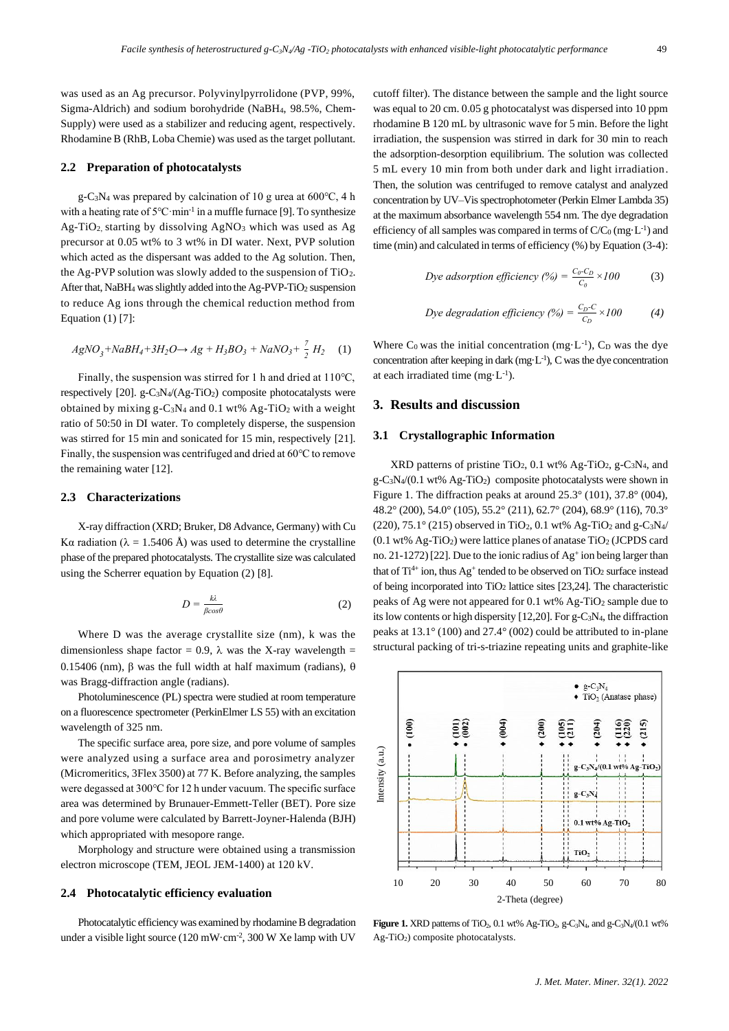was used as an Ag precursor. Polyvinylpyrrolidone (PVP, 99%, Sigma-Aldrich) and sodium borohydride ($NaBH_4$, 98.5%, Chem-Supply) were used as a stabilizer and reducing agent, respectively. Rhodamine B (RhB, Loba Chemie) was used as the target pollutant.

### 2.2 Preparation of photocatalysts

$g\text{-}C_3N_4$ was prepared by calcination of 10 g urea at 600°C, 4 h with a heating rate of 5°C·min$^{-1}$ in a muffle furnace [9]. To synthesize Ag-$TiO_2$, starting by dissolving $AgNO_3$ which was used as Ag precursor at 0.05 wt% to 3 wt% in DI water. Next, PVP solution which acted as the dispersant was added to the Ag solution. Then, the Ag-PVP solution was slowly added to the suspension of $TiO_2$. After that, $NaBH_4$ was slightly added into the Ag-PVP-$TiO_2$ suspension to reduce Ag ions through the chemical reduction method from Equation (1) [7]:

$$AgNO_3 + NaBH_4 + 3H_2O \rightarrow Ag + H_3BO_3 + NaNO_3 + \frac{7}{2}H_2 \quad (1)$$

Finally, the suspension was stirred for 1 h and dried at 110°C, respectively [20]. $g\text{-}C_3N_4$/(Ag-$TiO_2$) composite photocatalysts were obtained by mixing $g\text{-}C_3N_4$ and 0.1 wt% Ag-$TiO_2$ with a weight ratio of 50:50 in DI water. To completely disperse, the suspension was stirred for 15 min and sonicated for 15 min, respectively [21]. Finally, the suspension was centrifuged and dried at 60°C to remove the remaining water [12].

### 2.3 Characterizations

X-ray diffraction (XRD; Bruker, D8 Advance, Germany) with Cu Kα radiation (λ = 1.5406 Å) was used to determine the crystalline phase of the prepared photocatalysts. The crystallite size was calculated using the Scherrer equation by Equation (2) [8].

$$D = \frac{k\lambda}{\beta\cos\theta} \quad (2)$$

Where D was the average crystallite size (nm), k was the dimensionless shape factor = 0.9, λ was the X-ray wavelength = 0.15406 (nm), β was the full width at half maximum (radians), θ was Bragg-diffraction angle (radians).

Photoluminescence (PL) spectra were studied at room temperature on a fluorescence spectrometer (PerkinElmer LS 55) with an excitation wavelength of 325 nm.

The specific surface area, pore size, and pore volume of samples were analyzed using a surface area and porosimetry analyzer (Micromeritics, 3Flex 3500) at 77 K. Before analyzing, the samples were degassed at 300°C for 12 h under vacuum. The specific surface area was determined by Brunauer-Emmett-Teller (BET). Pore size and pore volume were calculated by Barrett-Joyner-Halenda (BJH) which appropriated with mesopore range.

Morphology and structure were obtained using a transmission electron microscope (TEM, JEOL JEM-1400) at 120 kV.

### 2.4 Photocatalytic efficiency evaluation

Photocatalytic efficiency was examined by rhodamine B degradation under a visible light source (120 mW·cm$^{-2}$, 300 W Xe lamp with UV cutoff filter). The distance between the sample and the light source was equal to 20 cm. 0.05 g photocatalyst was dispersed into 10 ppm rhodamine B 120 mL by ultrasonic wave for 5 min. Before the light irradiation, the suspension was stirred in dark for 30 min to reach the adsorption-desorption equilibrium. The solution was collected 5 mL every 10 min from both under dark and light irradiation. Then, the solution was centrifuged to remove catalyst and analyzed concentration by UV–Vis spectrophotometer (Perkin Elmer Lambda 35) at the maximum absorbance wavelength 554 nm. The dye degradation efficiency of all samples was compared in terms of $C/C_0$ (mg·L$^{-1}$) and time (min) and calculated in terms of efficiency (%) by Equation (3-4):

$$\text{Dye adsorption efficiency (\%)} = \frac{C_0 - C_D}{C_0} \times 100 \quad (3)$$

$$\text{Dye degradation efficiency (\%)} = \frac{C_D - C}{C_D} \times 100 \quad (4)$$

Where $C_0$ was the initial concentration (mg·L$^{-1}$), $C_D$ was the dye concentration after keeping in dark (mg·L$^{-1}$), C was the dye concentration at each irradiated time (mg·L$^{-1}$).

## 3. Results and discussion

### 3.1 Crystallographic Information

XRD patterns of pristine $TiO_2$, 0.1 wt% Ag-$TiO_2$, $g\text{-}C_3N_4$, and $g\text{-}C_3N_4$/(0.1 wt% Ag-$TiO_2$) composite photocatalysts were shown in Figure 1. The diffraction peaks at around 25.3° (101), 37.8° (004), 48.2° (200), 54.0° (105), 55.2° (211), 62.7° (204), 68.9° (116), 70.3° (220), 75.1° (215) observed in $TiO_2$, 0.1 wt% Ag-$TiO_2$ and $g\text{-}C_3N_4$/(0.1 wt% Ag-$TiO_2$) were lattice planes of anatase $TiO_2$ (JCPDS card no. 21-1272) [22]. Due to the ionic radius of $Ag^+$ ion being larger than that of $Ti^{4+}$ ion, thus $Ag^+$ tended to be observed on $TiO_2$ surface instead of being incorporated into $TiO_2$ lattice sites [23,24]. The characteristic peaks of Ag were not appeared for 0.1 wt% Ag-$TiO_2$ sample due to its low contents or high dispersity [12,20]. For $g\text{-}C_3N_4$, the diffraction peaks at 13.1° (100) and 27.4° (002) could be attributed to in-plane structural packing of tri-s-triazine repeating units and graphite-like

**Figure 1.** XRD patterns of $TiO_2$, 0.1 wt% Ag-$TiO_2$, $g\text{-}C_3N_4$, and $g\text{-}C_3N_4$/(0.1 wt% Ag-$TiO_2$) composite photocatalysts.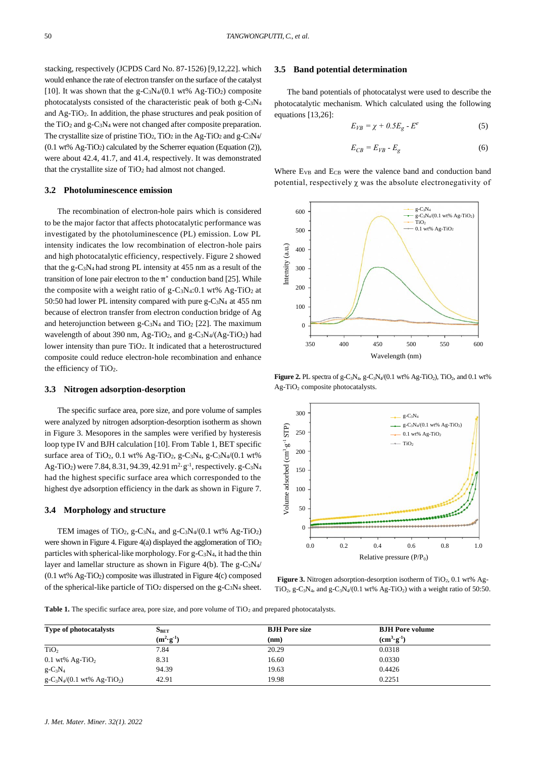stacking, respectively (JCPDS Card No. 87-1526) [9,12,22]. which would enhance the rate of electron transfer on the surface of the catalyst [10]. It was shown that the $g\text{-}C_3N_4$/(0.1 wt% Ag-$TiO_2$) composite photocatalysts consisted of the characteristic peak of both $g\text{-}C_3N_4$ and Ag-$TiO_2$. In addition, the phase structures and peak position of the $TiO_2$ and $g\text{-}C_3N_4$ were not changed after composite preparation. The crystallite size of pristine $TiO_2$, $TiO_2$ in the Ag-$TiO_2$ and $g\text{-}C_3N_4$/(0.1 wt% Ag-$TiO_2$) calculated by the Scherrer equation (Equation (2)), were about 42.4, 41.7, and 41.4, respectively. It was demonstrated that the crystallite size of $TiO_2$ had almost not changed.

### 3.2 Photoluminescence emission

The recombination of electron-hole pairs which is considered to be the major factor that affects photocatalytic performance was investigated by the photoluminescence (PL) emission. Low PL intensity indicates the low recombination of electron-hole pairs and high photocatalytic efficiency, respectively. Figure 2 showed that the $g\text{-}C_3N_4$ had strong PL intensity at 455 nm as a result of the transition of lone pair electron to the $\pi^*$ conduction band [25]. While the composite with a weight ratio of $g\text{-}C_3N_4$:0.1 wt% Ag-$TiO_2$ at 50:50 had lower PL intensity compared with pure $g\text{-}C_3N_4$ at 455 nm because of electron transfer from electron conduction bridge of Ag and heterojunction between $g\text{-}C_3N_4$ and $TiO_2$ [22]. The maximum wavelength of about 390 nm, Ag-$TiO_2$, and $g\text{-}C_3N_4$/(Ag-$TiO_2$) had lower intensity than pure $TiO_2$. It indicated that a heterostructured composite could reduce electron-hole recombination and enhance the efficiency of $TiO_2$.

### 3.3 Nitrogen adsorption-desorption

The specific surface area, pore size, and pore volume of samples were analyzed by nitrogen adsorption-desorption isotherm as shown in Figure 3. Mesopores in the samples were verified by hysteresis loop type IV and BJH calculation [10]. From Table 1, BET specific surface area of $TiO_2$, 0.1 wt% Ag-$TiO_2$, $g\text{-}C_3N_4$, $g\text{-}C_3N_4$/(0.1 wt% Ag-$TiO_2$) were 7.84, 8.31, 94.39, 42.91 $m^2 \cdot g^{-1}$, respectively. $g\text{-}C_3N_4$ had the highest specific surface area which corresponded to the highest dye adsorption efficiency in the dark as shown in Figure 7.

### 3.4 Morphology and structure

TEM images of $TiO_2$, $g\text{-}C_3N_4$, and $g\text{-}C_3N_4$/(0.1 wt% Ag-$TiO_2$) were shown in Figure 4. Figure 4(a) displayed the agglomeration of $TiO_2$ particles with spherical-like morphology. For $g\text{-}C_3N_4$, it had the thin layer and lamellar structure as shown in Figure 4(b). The $g\text{-}C_3N_4$/(0.1 wt% Ag-$TiO_2$) composite was illustrated in Figure 4(c) composed of the spherical-like particle of $TiO_2$ dispersed on the $g\text{-}C_3N_4$ sheet.

### 3.5 Band potential determination

The band potentials of photocatalyst were used to describe the photocatalytic mechanism. Which calculated using the following equations [13,26]:

$$E_{VB} = \chi + 0.5E_g - E^e \tag{5}$$

$$E_{CB} = E_{VB} - E_g \tag{6}$$

Where $E_{VB}$ and $E_{CB}$ were the valence band and conduction band potential, respectively $\chi$ was the absolute electronegativity of

**Figure 2.** PL spectra of $g\text{-}C_3N_4$, $g\text{-}C_3N_4$/(0.1 wt% Ag-$TiO_2$), $TiO_2$, and 0.1 wt% Ag-$TiO_2$ composite photocatalysts.

**Figure 3.** Nitrogen adsorption-desorption isotherm of $TiO_2$, 0.1 wt% Ag-$TiO_2$, $g\text{-}C_3N_4$, and $g\text{-}C_3N_4$/(0.1 wt% Ag-$TiO_2$) with a weight ratio of 50:50.

**Table 1.** The specific surface area, pore size, and pore volume of $TiO_2$ and prepared photocatalysts.

| Type of photocatalysts | $S_{BET}$ ($m^2 \cdot g^{-1}$) | BJH Pore size (nm) | BJH Pore volume ($cm^3 \cdot g^{-1}$) |
|---|---|---|---|
| $TiO_2$ | 7.84 | 20.29 | 0.0318 |
| 0.1 wt% Ag-$TiO_2$ | 8.31 | 16.60 | 0.0330 |
| $g\text{-}C_3N_4$ | 94.39 | 19.63 | 0.4426 |
| $g\text{-}C_3N_4$/(0.1 wt% Ag-$TiO_2$) | 42.91 | 19.98 | 0.2251 |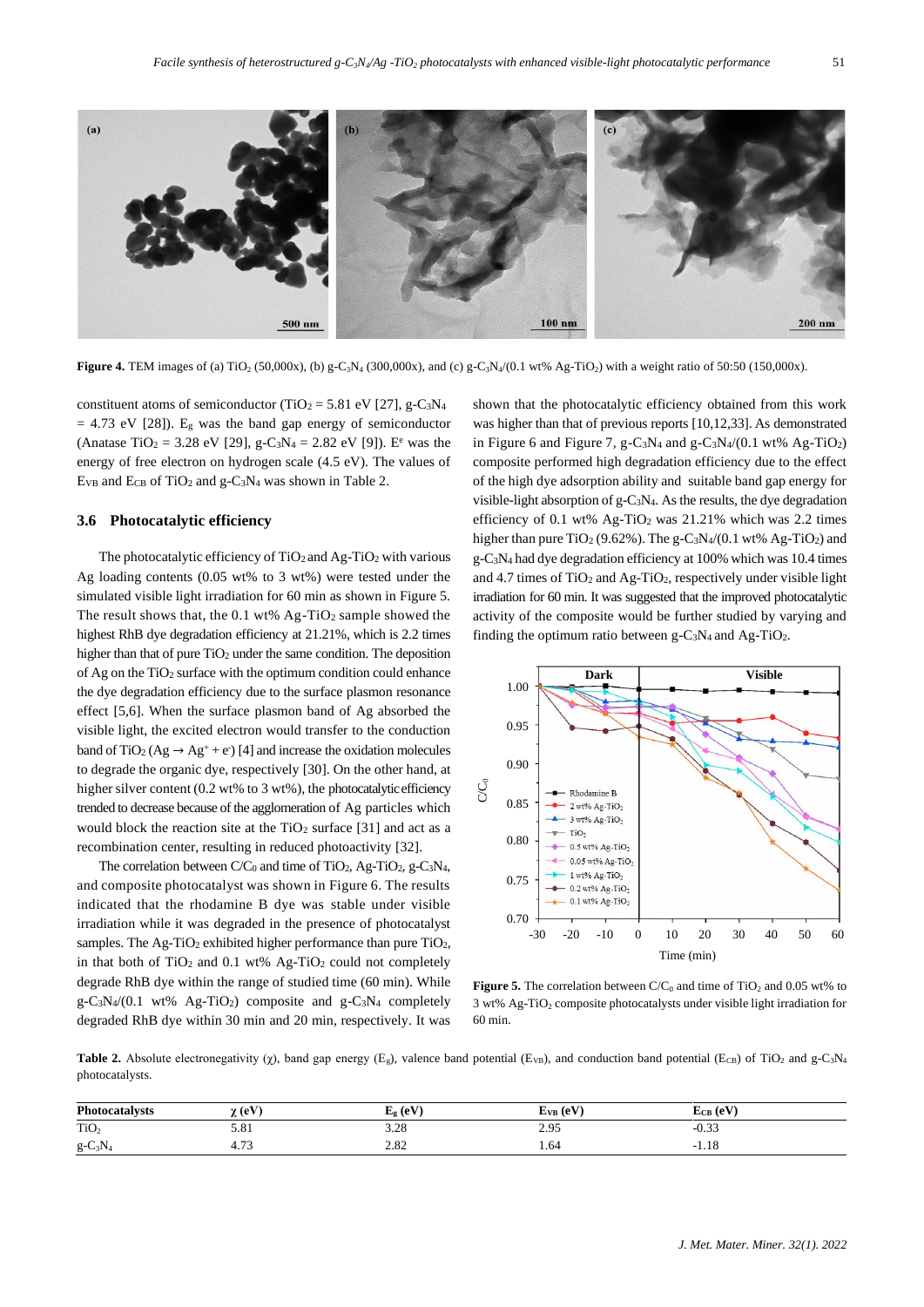**Figure 4.** TEM images of (a) $TiO_2$ (50,000x), (b) g-$C_3N_4$ (300,000x), and (c) g-$C_3N_4$/(0.1 wt% Ag-$TiO_2$) with a weight ratio of 50:50 (150,000x).

constituent atoms of semiconductor ($TiO_2$ = 5.81 eV [27], g-$C_3N_4$ = 4.73 eV [28]). $E_g$ was the band gap energy of semiconductor (Anatase $TiO_2$ = 3.28 eV [29], g-$C_3N_4$ = 2.82 eV [9]). $E^e$ was the energy of free electron on hydrogen scale (4.5 eV). The values of $E_{VB}$ and $E_{CB}$ of $TiO_2$ and g-$C_3N_4$ was shown in Table 2.

### 3.6 Photocatalytic efficiency

The photocatalytic efficiency of $TiO_2$ and Ag-$TiO_2$ with various Ag loading contents (0.05 wt% to 3 wt%) were tested under the simulated visible light irradiation for 60 min as shown in Figure 5. The result shows that, the 0.1 wt% Ag-$TiO_2$ sample showed the highest RhB dye degradation efficiency at 21.21%, which is 2.2 times higher than that of pure $TiO_2$ under the same condition. The deposition of Ag on the $TiO_2$ surface with the optimum condition could enhance the dye degradation efficiency due to the surface plasmon resonance effect [5,6]. When the surface plasmon band of Ag absorbed the visible light, the excited electron would transfer to the conduction band of $TiO_2$ ($Ag \rightarrow Ag^+ + e^-$) [4] and increase the oxidation molecules to degrade the organic dye, respectively [30]. On the other hand, at higher silver content (0.2 wt% to 3 wt%), the photocatalytic efficiency trended to decrease because of the agglomeration of Ag particles which would block the reaction site at the $TiO_2$ surface [31] and act as a recombination center, resulting in reduced photoactivity [32].

The correlation between $C/C_0$ and time of $TiO_2$, Ag-$TiO_2$, g-$C_3N_4$, and composite photocatalyst was shown in Figure 6. The results indicated that the rhodamine B dye was stable under visible irradiation while it was degraded in the presence of photocatalyst samples. The Ag-$TiO_2$ exhibited higher performance than pure $TiO_2$, in that both of $TiO_2$ and 0.1 wt% Ag-$TiO_2$ could not completely degrade RhB dye within the range of studied time (60 min). While g-$C_3N_4$/(0.1 wt% Ag-$TiO_2$) composite and g-$C_3N_4$ completely degraded RhB dye within 30 min and 20 min, respectively. It was shown that the photocatalytic efficiency obtained from this work was higher than that of previous reports [10,12,33]. As demonstrated in Figure 6 and Figure 7, g-$C_3N_4$ and g-$C_3N_4$/(0.1 wt% Ag-$TiO_2$) composite performed high degradation efficiency due to the effect of the high dye adsorption ability and suitable band gap energy for visible-light absorption of g-$C_3N_4$. As the results, the dye degradation efficiency of 0.1 wt% Ag-$TiO_2$ was 21.21% which was 2.2 times higher than pure $TiO_2$ (9.62%). The g-$C_3N_4$/(0.1 wt% Ag-$TiO_2$) and g-$C_3N_4$ had dye degradation efficiency at 100% which was 10.4 times and 4.7 times of $TiO_2$ and Ag-$TiO_2$, respectively under visible light irradiation for 60 min. It was suggested that the improved photocatalytic activity of the composite would be further studied by varying and finding the optimum ratio between g-$C_3N_4$ and Ag-$TiO_2$.

**Figure 5.** The correlation between $C/C_0$ and time of $TiO_2$ and 0.05 wt% to 3 wt% Ag-$TiO_2$ composite photocatalysts under visible light irradiation for 60 min.

**Table 2.** Absolute electronegativity (χ), band gap energy ($E_g$), valence band potential ($E_{VB}$), and conduction band potential ($E_{CB}$) of $TiO_2$ and g-$C_3N_4$ photocatalysts.

| Photocatalysts | χ (eV) | $E_g$ (eV) | $E_{VB}$ (eV) | $E_{CB}$ (eV) |
|---|---|---|---|---|
| $TiO_2$ | 5.81 | 3.28 | 2.95 | -0.33 |
| g-$C_3N_4$ | 4.73 | 2.82 | 1.64 | -1.18 |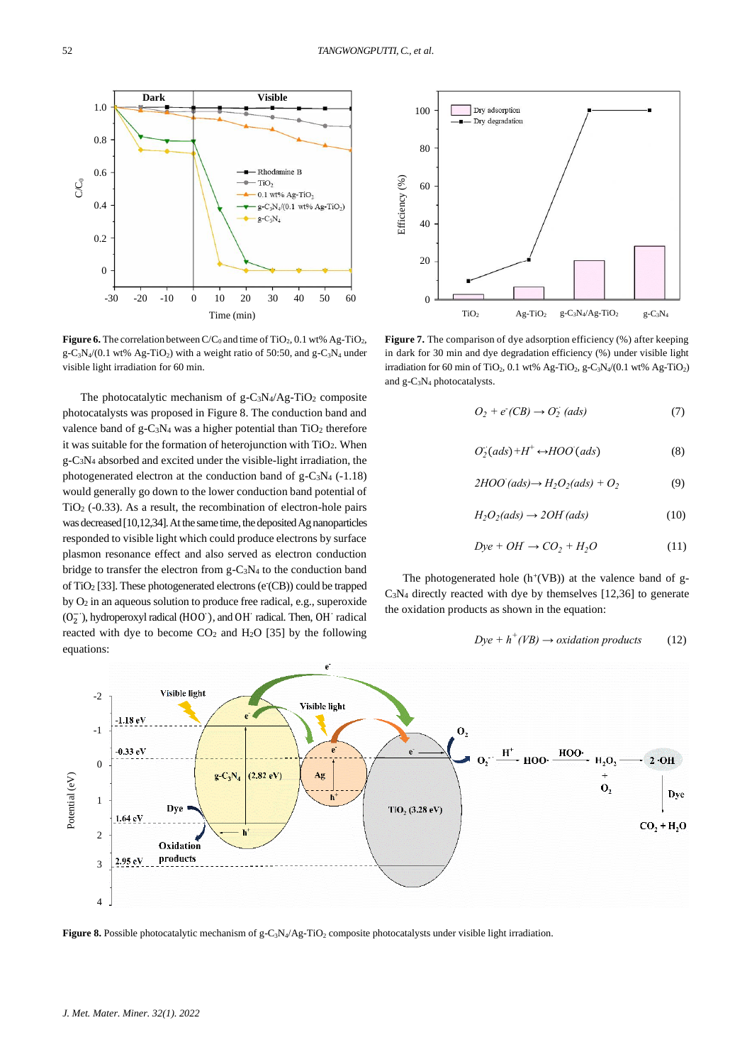**Figure 6.** The correlation between $C/C_0$ and time of $TiO_2$, 0.1 wt% Ag-$TiO_2$, g-$C_3N_4$/(0.1 wt% Ag-$TiO_2$) with a weight ratio of 50:50, and g-$C_3N_4$ under visible light irradiation for 60 min.

**Figure 7.** The comparison of dye adsorption efficiency (%) after keeping in dark for 30 min and dye degradation efficiency (%) under visible light irradiation for 60 min of $TiO_2$, 0.1 wt% Ag-$TiO_2$, g-$C_3N_4$/(0.1 wt% Ag-$TiO_2$) and g-$C_3N_4$ photocatalysts.

The photocatalytic mechanism of g-$C_3N_4$/Ag-$TiO_2$ composite photocatalysts was proposed in Figure 8. The conduction band and valence band of g-$C_3N_4$ was a higher potential than $TiO_2$ therefore it was suitable for the formation of heterojunction with $TiO_2$. When g-$C_3N_4$ absorbed and excited under the visible-light irradiation, the photogenerated electron at the conduction band of g-$C_3N_4$ (-1.18) would generally go down to the lower conduction band potential of $TiO_2$ (-0.33). As a result, the recombination of electron-hole pairs was decreased [10,12,34]. At the same time, the deposited Ag nanoparticles responded to visible light which could produce electrons by surface plasmon resonance effect and also served as electron conduction bridge to transfer the electron from g-$C_3N_4$ to the conduction band of $TiO_2$ [33]. These photogenerated electrons ($e^-$(CB)) could be trapped by $O_2$ in an aqueous solution to produce free radical, e.g., superoxide ($O_2^{\cdot-}$), hydroperoxyl radical ($HOO^{\cdot}$), and $OH^{\cdot}$ radical. Then, $OH^{\cdot}$ radical reacted with dye to become $CO_2$ and $H_2O$ [35] by the following equations:

$$O_2 + e^-(CB) \rightarrow O_2^{\cdot-}\ (ads) \tag{7}$$

$$O_2^{\cdot-}(ads) + H^+ \leftrightarrow HOO^{\cdot}(ads) \tag{8}$$

$$2HOO^{\cdot}(ads) \rightarrow H_2O_2(ads) + O_2 \tag{9}$$

$$H_2O_2(ads) \rightarrow 2OH^{\cdot}(ads) \tag{10}$$

$$Dye + OH^{\cdot} \rightarrow CO_2 + H_2O \tag{11}$$

The photogenerated hole ($h^+$(VB)) at the valence band of g-$C_3N_4$ directly reacted with dye by themselves [12,36] to generate the oxidation products as shown in the equation:

$$Dye + h^+(VB) \rightarrow oxidation\ products \tag{12}$$

**Figure 8.** Possible photocatalytic mechanism of g-$C_3N_4$/Ag-$TiO_2$ composite photocatalysts under visible light irradiation.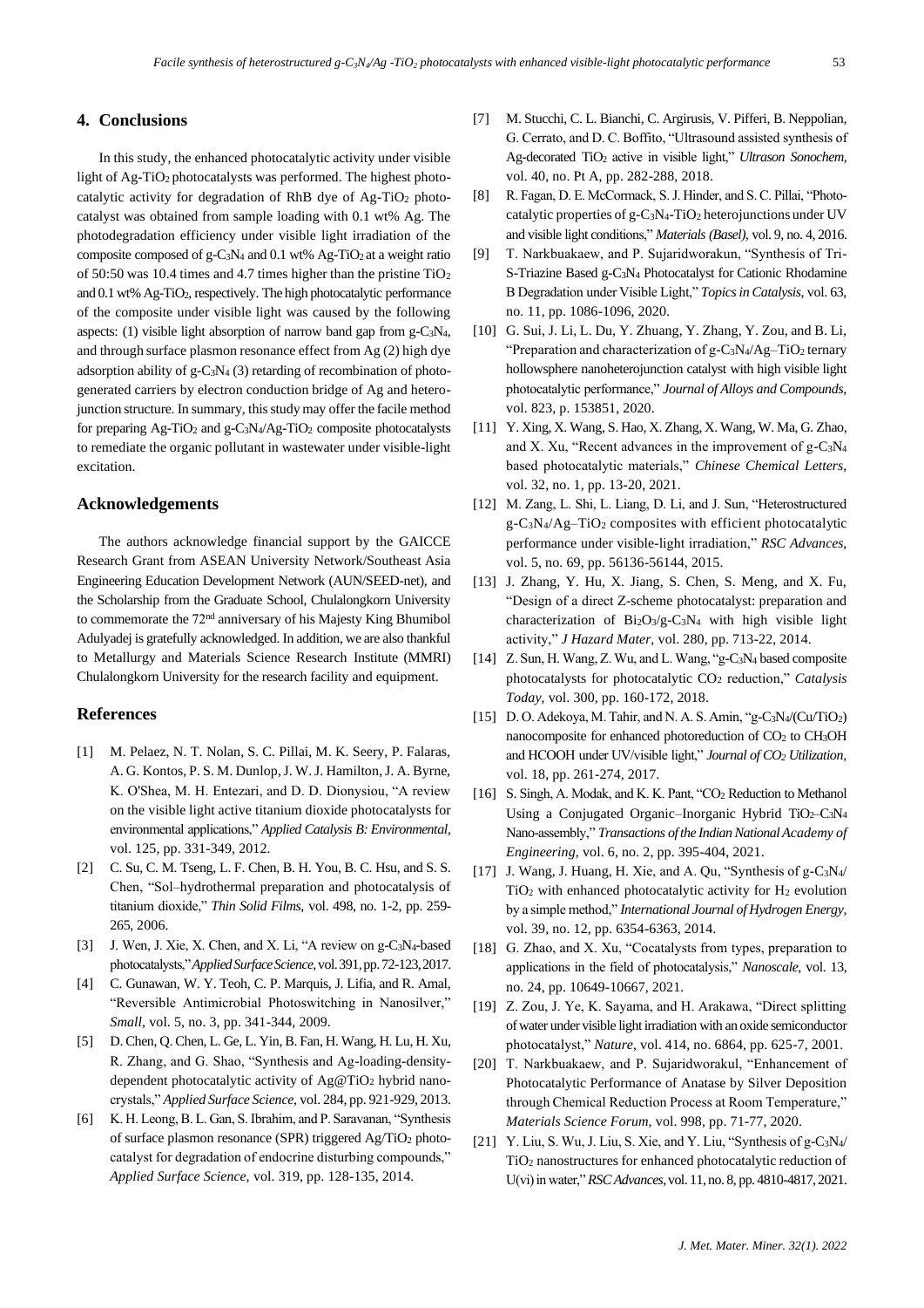## 4. Conclusions

In this study, the enhanced photocatalytic activity under visible light of Ag-$TiO_2$ photocatalysts was performed. The highest photocatalytic activity for degradation of RhB dye of Ag-$TiO_2$ photocatalyst was obtained from sample loading with 0.1 wt% Ag. The photodegradation efficiency under visible light irradiation of the composite composed of g-$C_3N_4$ and 0.1 wt% Ag-$TiO_2$ at a weight ratio of 50:50 was 10.4 times and 4.7 times higher than the pristine $TiO_2$ and 0.1 wt% Ag-$TiO_2$, respectively. The high photocatalytic performance of the composite under visible light was caused by the following aspects: (1) visible light absorption of narrow band gap from g-$C_3N_4$, and through surface plasmon resonance effect from Ag (2) high dye adsorption ability of g-$C_3N_4$ (3) retarding of recombination of photogenerated carriers by electron conduction bridge of Ag and heterojunction structure. In summary, this study may offer the facile method for preparing Ag-$TiO_2$ and g-$C_3N_4$/Ag-$TiO_2$ composite photocatalysts to remediate the organic pollutant in wastewater under visible-light excitation.

## Acknowledgements

The authors acknowledge financial support by the GAICCE Research Grant from ASEAN University Network/Southeast Asia Engineering Education Development Network (AUN/SEED-net), and the Scholarship from the Graduate School, Chulalongkorn University to commemorate the 72nd anniversary of his Majesty King Bhumibol Adulyadej is gratefully acknowledged. In addition, we are also thankful to Metallurgy and Materials Science Research Institute (MMRI) Chulalongkorn University for the research facility and equipment.

## References

[1] M. Pelaez, N. T. Nolan, S. C. Pillai, M. K. Seery, P. Falaras, A. G. Kontos, P. S. M. Dunlop, J. W. J. Hamilton, J. A. Byrne, K. O'Shea, M. H. Entezari, and D. D. Dionysiou, "A review on the visible light active titanium dioxide photocatalysts for environmental applications," *Applied Catalysis B: Environmental*, vol. 125, pp. 331-349, 2012.

[2] C. Su, C. M. Tseng, L. F. Chen, B. H. You, B. C. Hsu, and S. S. Chen, "Sol–hydrothermal preparation and photocatalysis of titanium dioxide," *Thin Solid Films*, vol. 498, no. 1-2, pp. 259-265, 2006.

[3] J. Wen, J. Xie, X. Chen, and X. Li, "A review on g-$C_3N_4$-based photocatalysts," *Applied Surface Science*, vol. 391, pp. 72-123, 2017.

[4] C. Gunawan, W. Y. Teoh, C. P. Marquis, J. Lifia, and R. Amal, "Reversible Antimicrobial Photoswitching in Nanosilver," *Small*, vol. 5, no. 3, pp. 341-344, 2009.

[5] D. Chen, Q. Chen, L. Ge, L. Yin, B. Fan, H. Wang, H. Lu, H. Xu, R. Zhang, and G. Shao, "Synthesis and Ag-loading-density-dependent photocatalytic activity of Ag@$TiO_2$ hybrid nanocrystals," *Applied Surface Science*, vol. 284, pp. 921-929, 2013.

[6] K. H. Leong, B. L. Gan, S. Ibrahim, and P. Saravanan, "Synthesis of surface plasmon resonance (SPR) triggered Ag/$TiO_2$ photocatalyst for degradation of endocrine disturbing compounds," *Applied Surface Science*, vol. 319, pp. 128-135, 2014.

[7] M. Stucchi, C. L. Bianchi, C. Argirusis, V. Pifferi, B. Neppolian, G. Cerrato, and D. C. Boffito, "Ultrasound assisted synthesis of Ag-decorated $TiO_2$ active in visible light," *Ultrason Sonochem*, vol. 40, no. Pt A, pp. 282-288, 2018.

[8] R. Fagan, D. E. McCormack, S. J. Hinder, and S. C. Pillai, "Photocatalytic properties of g-$C_3N_4$-$TiO_2$ heterojunctions under UV and visible light conditions," *Materials (Basel)*, vol. 9, no. 4, 2016.

[9] T. Narkbuakaew, and P. Sujaridworakun, "Synthesis of Tri-S-Triazine Based g-$C_3N_4$ Photocatalyst for Cationic Rhodamine B Degradation under Visible Light," *Topics in Catalysis*, vol. 63, no. 11, pp. 1086-1096, 2020.

[10] G. Sui, J. Li, L. Du, Y. Zhuang, Y. Zhang, Y. Zou, and B. Li, "Preparation and characterization of g-$C_3N_4$/Ag–$TiO_2$ ternary hollowsphere nanoheterojunction catalyst with high visible light photocatalytic performance," *Journal of Alloys and Compounds*, vol. 823, p. 153851, 2020.

[11] Y. Xing, X. Wang, S. Hao, X. Zhang, X. Wang, W. Ma, G. Zhao, and X. Xu, "Recent advances in the improvement of g-$C_3N_4$ based photocatalytic materials," *Chinese Chemical Letters*, vol. 32, no. 1, pp. 13-20, 2021.

[12] M. Zang, L. Shi, L. Liang, D. Li, and J. Sun, "Heterostructured g-$C_3N_4$/Ag–$TiO_2$ composites with efficient photocatalytic performance under visible-light irradiation," *RSC Advances*, vol. 5, no. 69, pp. 56136-56144, 2015.

[13] J. Zhang, Y. Hu, X. Jiang, S. Chen, S. Meng, and X. Fu, "Design of a direct Z-scheme photocatalyst: preparation and characterization of $Bi_2O_3$/g-$C_3N_4$ with high visible light activity," *J Hazard Mater*, vol. 280, pp. 713-22, 2014.

[14] Z. Sun, H. Wang, Z. Wu, and L. Wang, "g-$C_3N_4$ based composite photocatalysts for photocatalytic $CO_2$ reduction," *Catalysis Today*, vol. 300, pp. 160-172, 2018.

[15] D. O. Adekoya, M. Tahir, and N. A. S. Amin, "g-$C_3N_4$/(Cu/$TiO_2$) nanocomposite for enhanced photoreduction of $CO_2$ to $CH_3OH$ and HCOOH under UV/visible light," *Journal of $CO_2$ Utilization*, vol. 18, pp. 261-274, 2017.

[16] S. Singh, A. Modak, and K. K. Pant, "$CO_2$ Reduction to Methanol Using a Conjugated Organic–Inorganic Hybrid $TiO_2$–$C_3N_4$ Nano-assembly," *Transactions of the Indian National Academy of Engineering*, vol. 6, no. 2, pp. 395-404, 2021.

[17] J. Wang, J. Huang, H. Xie, and A. Qu, "Synthesis of g-$C_3N_4$/$TiO_2$ with enhanced photocatalytic activity for $H_2$ evolution by a simple method," *International Journal of Hydrogen Energy*, vol. 39, no. 12, pp. 6354-6363, 2014.

[18] G. Zhao, and X. Xu, "Cocatalysts from types, preparation to applications in the field of photocatalysis," *Nanoscale*, vol. 13, no. 24, pp. 10649-10667, 2021.

[19] Z. Zou, J. Ye, K. Sayama, and H. Arakawa, "Direct splitting of water under visible light irradiation with an oxide semiconductor photocatalyst," *Nature*, vol. 414, no. 6864, pp. 625-7, 2001.

[20] T. Narkbuakaew, and P. Sujaridworakul, "Enhancement of Photocatalytic Performance of Anatase by Silver Deposition through Chemical Reduction Process at Room Temperature," *Materials Science Forum*, vol. 998, pp. 71-77, 2020.

[21] Y. Liu, S. Wu, J. Liu, S. Xie, and Y. Liu, "Synthesis of g-$C_3N_4$/$TiO_2$ nanostructures for enhanced photocatalytic reduction of U(vi) in water," *RSC Advances*, vol. 11, no. 8, pp. 4810-4817, 2021.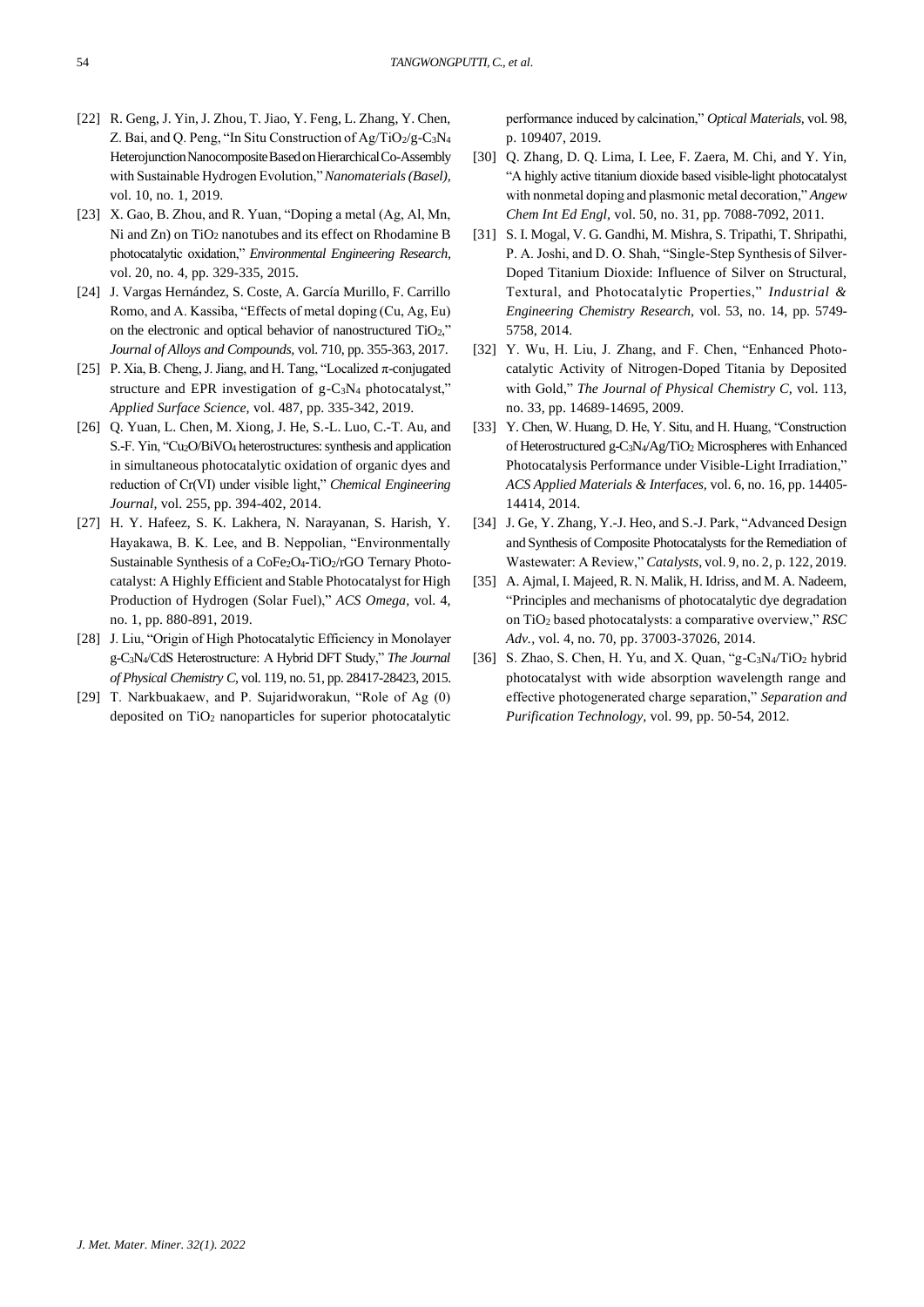[22] R. Geng, J. Yin, J. Zhou, T. Jiao, Y. Feng, L. Zhang, Y. Chen, Z. Bai, and Q. Peng, "In Situ Construction of $Ag/TiO_2/g\text{-}C_3N_4$ Heterojunction Nanocomposite Based on Hierarchical Co-Assembly with Sustainable Hydrogen Evolution," *Nanomaterials (Basel),* vol. 10, no. 1, 2019.

[23] X. Gao, B. Zhou, and R. Yuan, "Doping a metal (Ag, Al, Mn, Ni and Zn) on $TiO_2$ nanotubes and its effect on Rhodamine B photocatalytic oxidation," *Environmental Engineering Research,* vol. 20, no. 4, pp. 329-335, 2015.

[24] J. Vargas Hernández, S. Coste, A. García Murillo, F. Carrillo Romo, and A. Kassiba, "Effects of metal doping (Cu, Ag, Eu) on the electronic and optical behavior of nanostructured $TiO_2$," *Journal of Alloys and Compounds,* vol. 710, pp. 355-363, 2017.

[25] P. Xia, B. Cheng, J. Jiang, and H. Tang, "Localized π-conjugated structure and EPR investigation of $g\text{-}C_3N_4$ photocatalyst," *Applied Surface Science,* vol. 487, pp. 335-342, 2019.

[26] Q. Yuan, L. Chen, M. Xiong, J. He, S.-L. Luo, C.-T. Au, and S.-F. Yin, "$Cu_2O/BiVO_4$ heterostructures: synthesis and application in simultaneous photocatalytic oxidation of organic dyes and reduction of Cr(VI) under visible light," *Chemical Engineering Journal,* vol. 255, pp. 394-402, 2014.

[27] H. Y. Hafeez, S. K. Lakhera, N. Narayanan, S. Harish, Y. Hayakawa, B. K. Lee, and B. Neppolian, "Environmentally Sustainable Synthesis of a $CoFe_2O_4\text{-}TiO_2$/rGO Ternary Photocatalyst: A Highly Efficient and Stable Photocatalyst for High Production of Hydrogen (Solar Fuel)," *ACS Omega,* vol. 4, no. 1, pp. 880-891, 2019.

[28] J. Liu, "Origin of High Photocatalytic Efficiency in Monolayer $g\text{-}C_3N_4$/CdS Heterostructure: A Hybrid DFT Study," *The Journal of Physical Chemistry C,* vol. 119, no. 51, pp. 28417-28423, 2015.

[29] T. Narkbuakaew, and P. Sujaridworakun, "Role of Ag (0) deposited on $TiO_2$ nanoparticles for superior photocatalytic performance induced by calcination," *Optical Materials,* vol. 98, p. 109407, 2019.

[30] Q. Zhang, D. Q. Lima, I. Lee, F. Zaera, M. Chi, and Y. Yin, "A highly active titanium dioxide based visible-light photocatalyst with nonmetal doping and plasmonic metal decoration," *Angew Chem Int Ed Engl,* vol. 50, no. 31, pp. 7088-7092, 2011.

[31] S. I. Mogal, V. G. Gandhi, M. Mishra, S. Tripathi, T. Shripathi, P. A. Joshi, and D. O. Shah, "Single-Step Synthesis of Silver-Doped Titanium Dioxide: Influence of Silver on Structural, Textural, and Photocatalytic Properties," *Industrial & Engineering Chemistry Research,* vol. 53, no. 14, pp. 5749-5758, 2014.

[32] Y. Wu, H. Liu, J. Zhang, and F. Chen, "Enhanced Photocatalytic Activity of Nitrogen-Doped Titania by Deposited with Gold," *The Journal of Physical Chemistry C,* vol. 113, no. 33, pp. 14689-14695, 2009.

[33] Y. Chen, W. Huang, D. He, Y. Situ, and H. Huang, "Construction of Heterostructured $g\text{-}C_3N_4/Ag/TiO_2$ Microspheres with Enhanced Photocatalysis Performance under Visible-Light Irradiation," *ACS Applied Materials & Interfaces,* vol. 6, no. 16, pp. 14405-14414, 2014.

[34] J. Ge, Y. Zhang, Y.-J. Heo, and S.-J. Park, "Advanced Design and Synthesis of Composite Photocatalysts for the Remediation of Wastewater: A Review," *Catalysts,* vol. 9, no. 2, p. 122, 2019.

[35] A. Ajmal, I. Majeed, R. N. Malik, H. Idriss, and M. A. Nadeem, "Principles and mechanisms of photocatalytic dye degradation on $TiO_2$ based photocatalysts: a comparative overview," *RSC Adv.,* vol. 4, no. 70, pp. 37003-37026, 2014.

[36] S. Zhao, S. Chen, H. Yu, and X. Quan, "$g\text{-}C_3N_4/TiO_2$ hybrid photocatalyst with wide absorption wavelength range and effective photogenerated charge separation," *Separation and Purification Technology,* vol. 99, pp. 50-54, 2012.